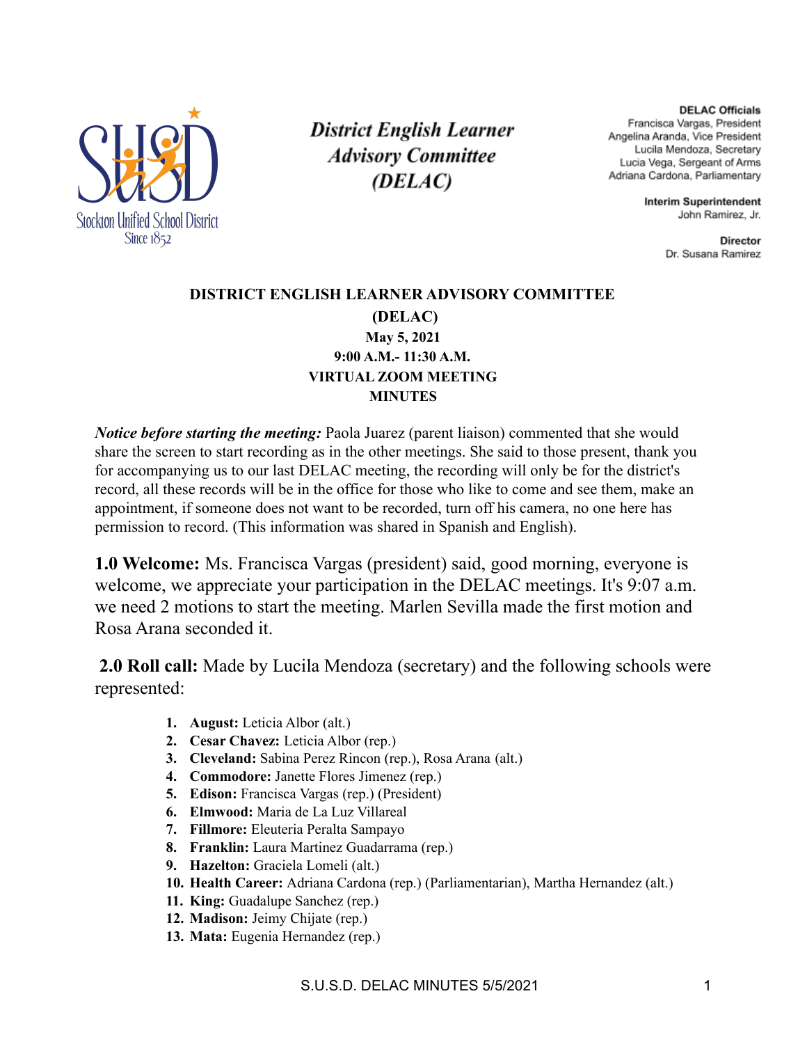Stockton Unified School District
Since 1852

*District English Learner Advisory Committee (DELAC)*

**DELAC Officials**
Francisca Vargas, President
Angelina Aranda, Vice President
Lucila Mendoza, Secretary
Lucia Vega, Sergeant of Arms
Adriana Cardona, Parliamentary

**Interim Superintendent**
John Ramirez, Jr.

**Director**
Dr. Susana Ramirez

**DISTRICT ENGLISH LEARNER ADVISORY COMMITTEE**
**(DELAC)**
**May 5, 2021**
**9:00 A.M.- 11:30 A.M.**
**VIRTUAL ZOOM MEETING**
**MINUTES**

***Notice before starting the meeting:*** Paola Juarez (parent liaison) commented that she would share the screen to start recording as in the other meetings. She said to those present, thank you for accompanying us to our last DELAC meeting, the recording will only be for the district's record, all these records will be in the office for those who like to come and see them, make an appointment, if someone does not want to be recorded, turn off his camera, no one here has permission to record. (This information was shared in Spanish and English).

**1.0 Welcome:** Ms. Francisca Vargas (president) said, good morning, everyone is welcome, we appreciate your participation in the DELAC meetings. It's 9:07 a.m. we need 2 motions to start the meeting. Marlen Sevilla made the first motion and Rosa Arana seconded it.

**2.0 Roll call:** Made by Lucila Mendoza (secretary) and the following schools were represented:

1. **August:** Leticia Albor (alt.)
2. **Cesar Chavez:** Leticia Albor (rep.)
3. **Cleveland:** Sabina Perez Rincon (rep.), Rosa Arana (alt.)
4. **Commodore:** Janette Flores Jimenez (rep.)
5. **Edison:** Francisca Vargas (rep.) (President)
6. **Elmwood:** Maria de La Luz Villareal
7. **Fillmore:** Eleuteria Peralta Sampayo
8. **Franklin:** Laura Martinez Guadarrama (rep.)
9. **Hazelton:** Graciela Lomeli (alt.)
10. **Health Career:** Adriana Cardona (rep.) (Parliamentarian), Martha Hernandez (alt.)
11. **King:** Guadalupe Sanchez (rep.)
12. **Madison:** Jeimy Chijate (rep.)
13. **Mata:** Eugenia Hernandez (rep.)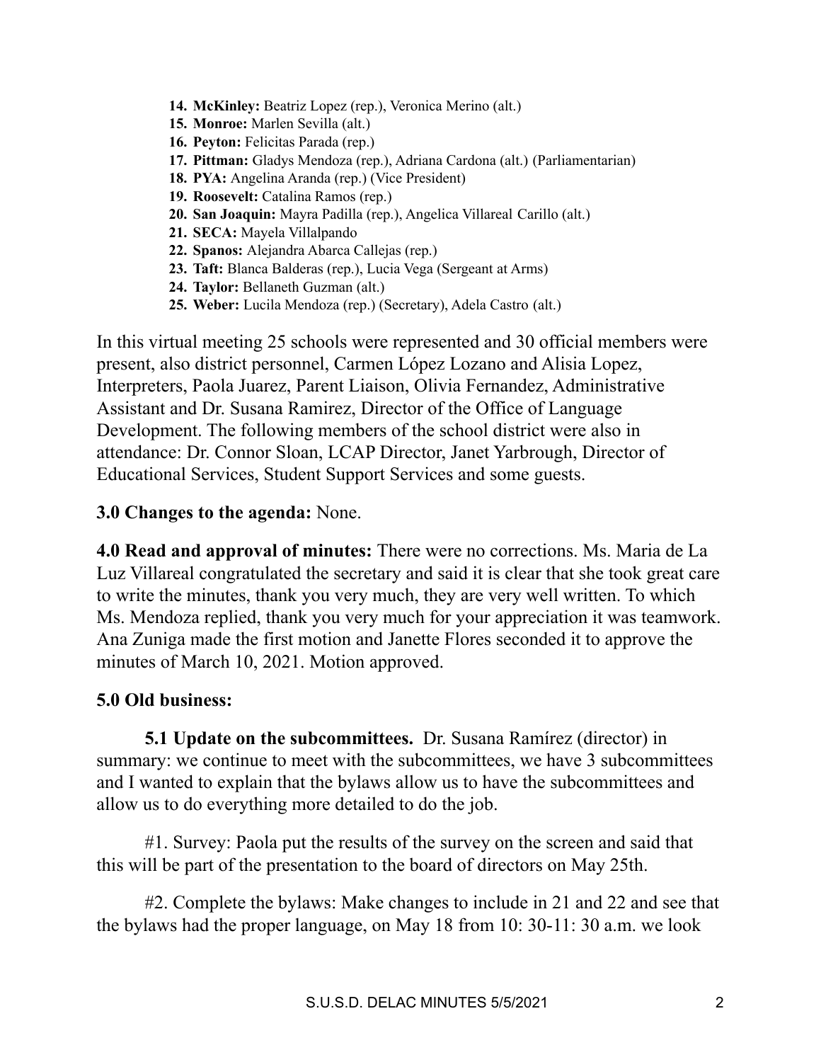14. **McKinley:** Beatriz Lopez (rep.), Veronica Merino (alt.)
15. **Monroe:** Marlen Sevilla (alt.)
16. **Peyton:** Felicitas Parada (rep.)
17. **Pittman:** Gladys Mendoza (rep.), Adriana Cardona (alt.) (Parliamentarian)
18. **PYA:** Angelina Aranda (rep.) (Vice President)
19. **Roosevelt:** Catalina Ramos (rep.)
20. **San Joaquin:** Mayra Padilla (rep.), Angelica Villareal Carillo (alt.)
21. **SECA:** Mayela Villalpando
22. **Spanos:** Alejandra Abarca Callejas (rep.)
23. **Taft:** Blanca Balderas (rep.), Lucia Vega (Sergeant at Arms)
24. **Taylor:** Bellaneth Guzman (alt.)
25. **Weber:** Lucila Mendoza (rep.) (Secretary), Adela Castro (alt.)

In this virtual meeting 25 schools were represented and 30 official members were present, also district personnel, Carmen López Lozano and Alisia Lopez, Interpreters, Paola Juarez, Parent Liaison, Olivia Fernandez, Administrative Assistant and Dr. Susana Ramirez, Director of the Office of Language Development. The following members of the school district were also in attendance: Dr. Connor Sloan, LCAP Director, Janet Yarbrough, Director of Educational Services, Student Support Services and some guests.

**3.0 Changes to the agenda:** None.

**4.0 Read and approval of minutes:** There were no corrections. Ms. Maria de La Luz Villareal congratulated the secretary and said it is clear that she took great care to write the minutes, thank you very much, they are very well written. To which Ms. Mendoza replied, thank you very much for your appreciation it was teamwork. Ana Zuniga made the first motion and Janette Flores seconded it to approve the minutes of March 10, 2021. Motion approved.

**5.0 Old business:**

**5.1 Update on the subcommittees.** Dr. Susana Ramírez (director) in summary: we continue to meet with the subcommittees, we have 3 subcommittees and I wanted to explain that the bylaws allow us to have the subcommittees and allow us to do everything more detailed to do the job.

#1. Survey: Paola put the results of the survey on the screen and said that this will be part of the presentation to the board of directors on May 25th.

#2. Complete the bylaws: Make changes to include in 21 and 22 and see that the bylaws had the proper language, on May 18 from 10: 30-11: 30 a.m. we look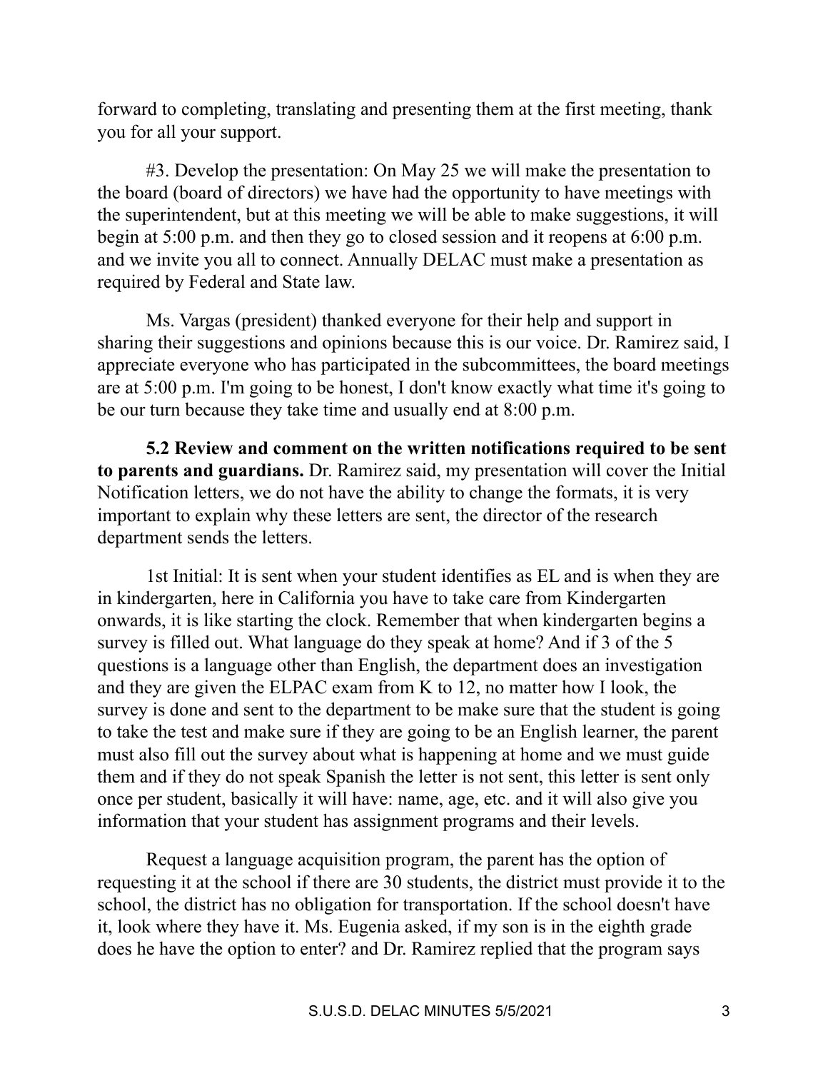forward to completing, translating and presenting them at the first meeting, thank you for all your support.

#3. Develop the presentation: On May 25 we will make the presentation to the board (board of directors) we have had the opportunity to have meetings with the superintendent, but at this meeting we will be able to make suggestions, it will begin at 5:00 p.m. and then they go to closed session and it reopens at 6:00 p.m. and we invite you all to connect. Annually DELAC must make a presentation as required by Federal and State law.

Ms. Vargas (president) thanked everyone for their help and support in sharing their suggestions and opinions because this is our voice. Dr. Ramirez said, I appreciate everyone who has participated in the subcommittees, the board meetings are at 5:00 p.m. I'm going to be honest, I don't know exactly what time it's going to be our turn because they take time and usually end at 8:00 p.m.

**5.2 Review and comment on the written notifications required to be sent to parents and guardians.** Dr. Ramirez said, my presentation will cover the Initial Notification letters, we do not have the ability to change the formats, it is very important to explain why these letters are sent, the director of the research department sends the letters.

1st Initial: It is sent when your student identifies as EL and is when they are in kindergarten, here in California you have to take care from Kindergarten onwards, it is like starting the clock. Remember that when kindergarten begins a survey is filled out. What language do they speak at home? And if 3 of the 5 questions is a language other than English, the department does an investigation and they are given the ELPAC exam from K to 12, no matter how I look, the survey is done and sent to the department to be make sure that the student is going to take the test and make sure if they are going to be an English learner, the parent must also fill out the survey about what is happening at home and we must guide them and if they do not speak Spanish the letter is not sent, this letter is sent only once per student, basically it will have: name, age, etc. and it will also give you information that your student has assignment programs and their levels.

Request a language acquisition program, the parent has the option of requesting it at the school if there are 30 students, the district must provide it to the school, the district has no obligation for transportation. If the school doesn't have it, look where they have it. Ms. Eugenia asked, if my son is in the eighth grade does he have the option to enter? and Dr. Ramirez replied that the program says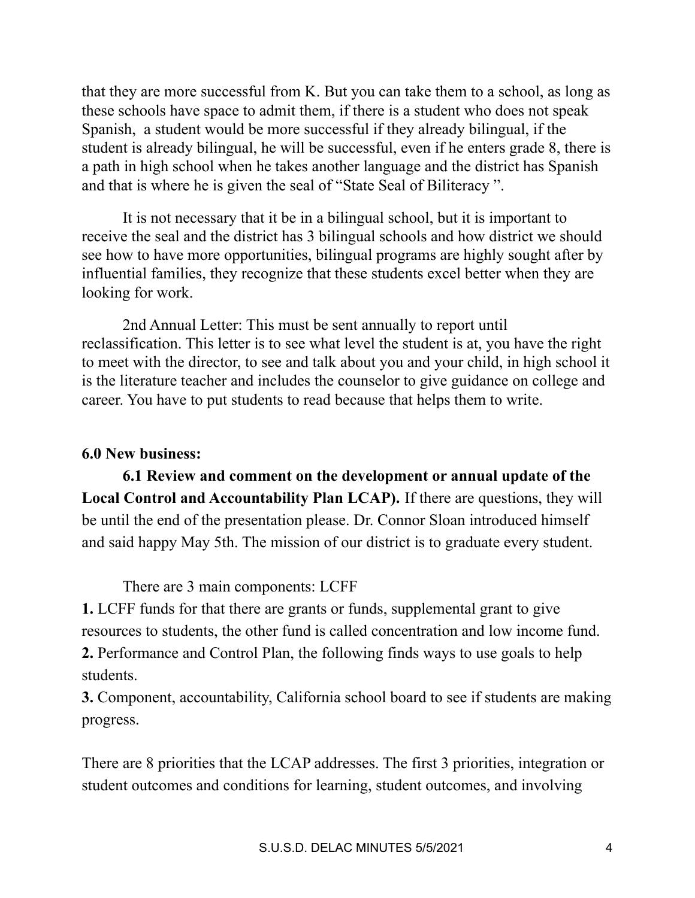that they are more successful from K. But you can take them to a school, as long as these schools have space to admit them, if there is a student who does not speak Spanish,  a student would be more successful if they already bilingual, if the student is already bilingual, he will be successful, even if he enters grade 8, there is a path in high school when he takes another language and the district has Spanish and that is where he is given the seal of "State Seal of Biliteracy ".

It is not necessary that it be in a bilingual school, but it is important to receive the seal and the district has 3 bilingual schools and how district we should see how to have more opportunities, bilingual programs are highly sought after by influential families, they recognize that these students excel better when they are looking for work.

2nd Annual Letter: This must be sent annually to report until reclassification. This letter is to see what level the student is at, you have the right to meet with the director, to see and talk about you and your child, in high school it is the literature teacher and includes the counselor to give guidance on college and career. You have to put students to read because that helps them to write.

**6.0 New business:**

**6.1 Review and comment on the development or annual update of the Local Control and Accountability Plan LCAP).** If there are questions, they will be until the end of the presentation please. Dr. Connor Sloan introduced himself and said happy May 5th. The mission of our district is to graduate every student.

There are 3 main components: LCFF

**1.** LCFF funds for that there are grants or funds, supplemental grant to give resources to students, the other fund is called concentration and low income fund.
**2.** Performance and Control Plan, the following finds ways to use goals to help students.
**3.** Component, accountability, California school board to see if students are making progress.

There are 8 priorities that the LCAP addresses. The first 3 priorities, integration or student outcomes and conditions for learning, student outcomes, and involving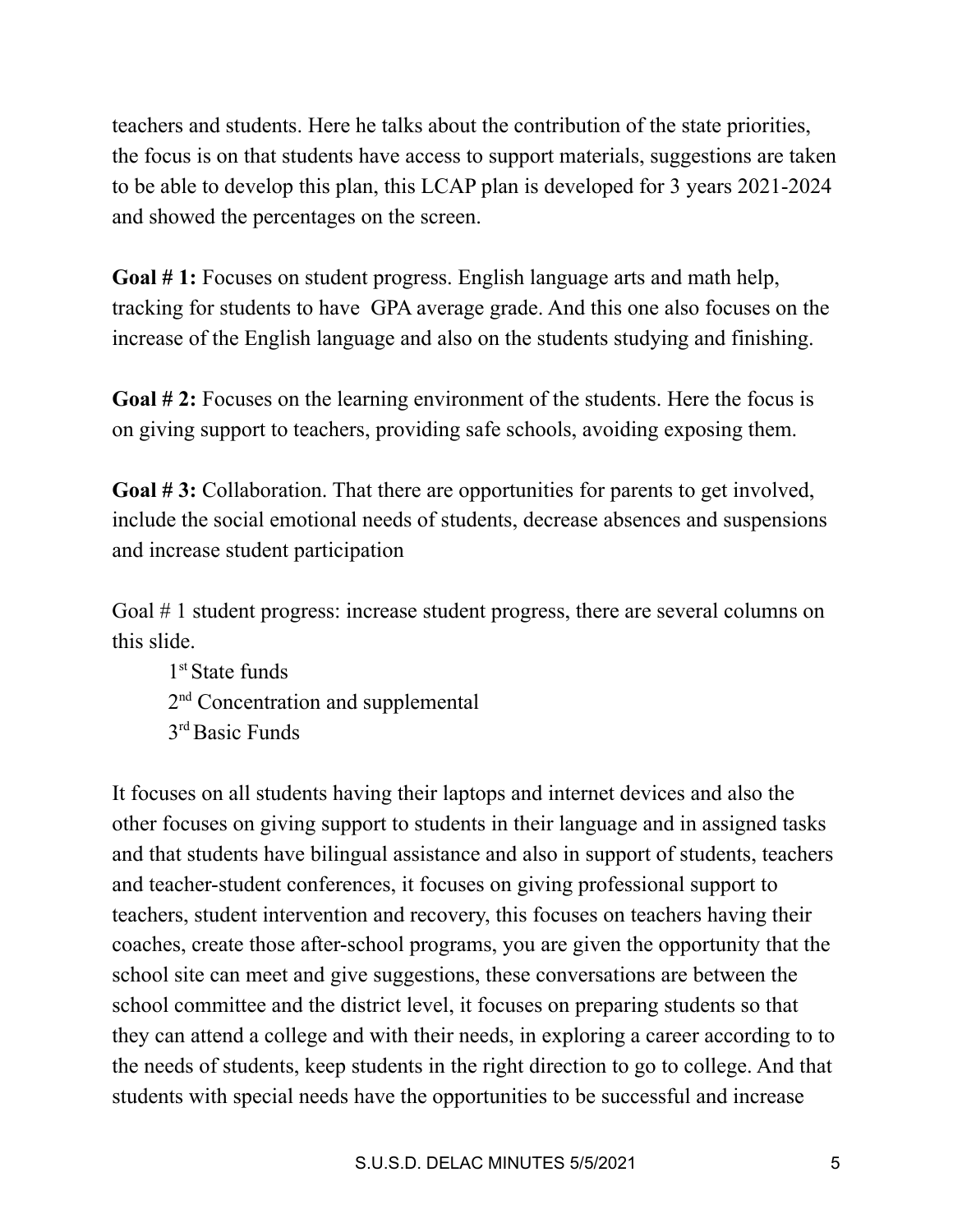teachers and students. Here he talks about the contribution of the state priorities, the focus is on that students have access to support materials, suggestions are taken to be able to develop this plan, this LCAP plan is developed for 3 years 2021-2024 and showed the percentages on the screen.

**Goal # 1:** Focuses on student progress. English language arts and math help, tracking for students to have GPA average grade. And this one also focuses on the increase of the English language and also on the students studying and finishing.

**Goal # 2:** Focuses on the learning environment of the students. Here the focus is on giving support to teachers, providing safe schools, avoiding exposing them.

**Goal # 3:** Collaboration. That there are opportunities for parents to get involved, include the social emotional needs of students, decrease absences and suspensions and increase student participation

Goal # 1 student progress: increase student progress, there are several columns on this slide.

1st State funds  
2nd Concentration and supplemental  
3rd Basic Funds

It focuses on all students having their laptops and internet devices and also the other focuses on giving support to students in their language and in assigned tasks and that students have bilingual assistance and also in support of students, teachers and teacher-student conferences, it focuses on giving professional support to teachers, student intervention and recovery, this focuses on teachers having their coaches, create those after-school programs, you are given the opportunity that the school site can meet and give suggestions, these conversations are between the school committee and the district level, it focuses on preparing students so that they can attend a college and with their needs, in exploring a career according to to the needs of students, keep students in the right direction to go to college. And that students with special needs have the opportunities to be successful and increase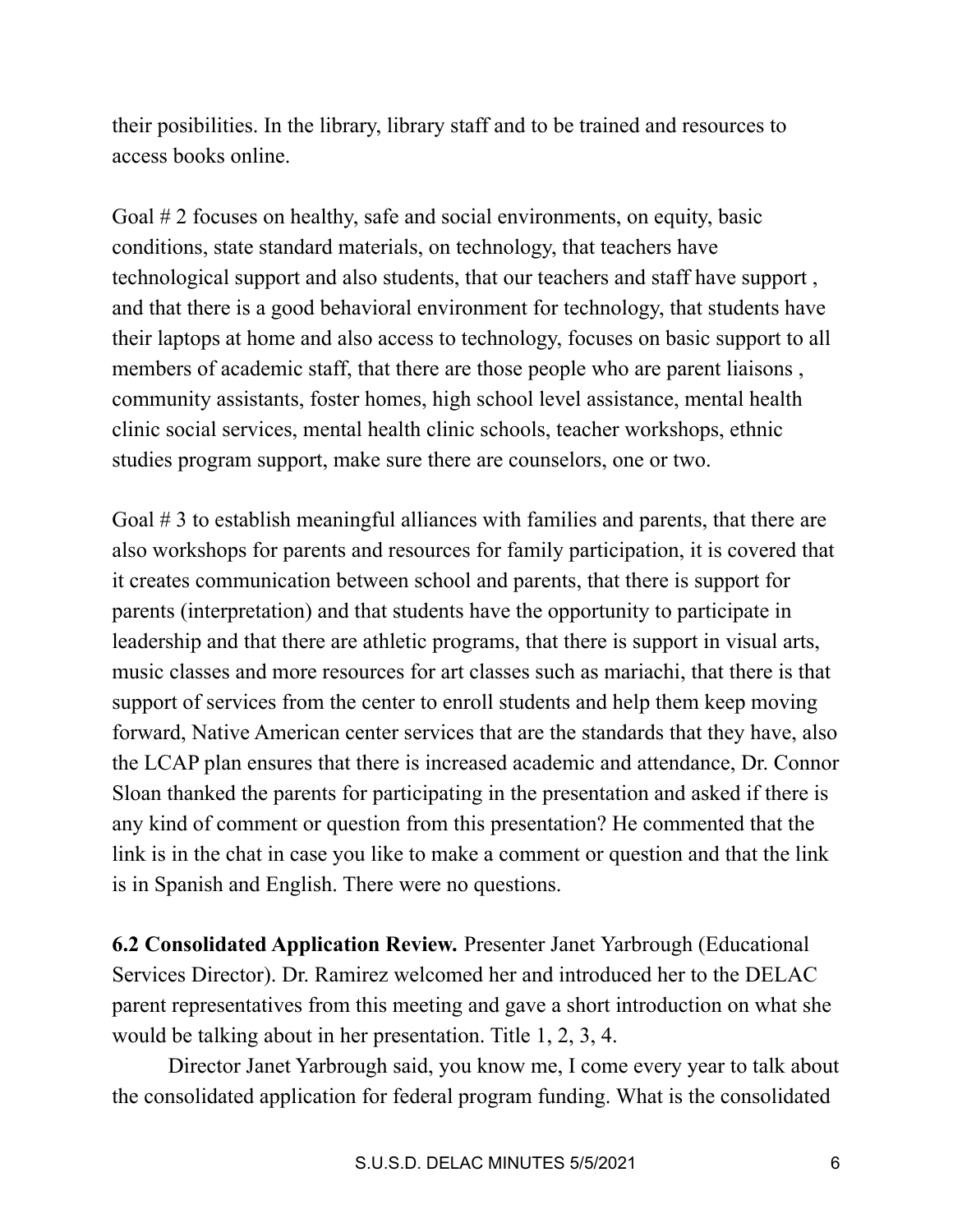their posibilities. In the library, library staff and to be trained and resources to access books online.

Goal # 2 focuses on healthy, safe and social environments, on equity, basic conditions, state standard materials, on technology, that teachers have technological support and also students, that our teachers and staff have support , and that there is a good behavioral environment for technology, that students have their laptops at home and also access to technology, focuses on basic support to all members of academic staff, that there are those people who are parent liaisons , community assistants, foster homes, high school level assistance, mental health clinic social services, mental health clinic schools, teacher workshops, ethnic studies program support, make sure there are counselors, one or two.

Goal # 3 to establish meaningful alliances with families and parents, that there are also workshops for parents and resources for family participation, it is covered that it creates communication between school and parents, that there is support for parents (interpretation) and that students have the opportunity to participate in leadership and that there are athletic programs, that there is support in visual arts, music classes and more resources for art classes such as mariachi, that there is that support of services from the center to enroll students and help them keep moving forward, Native American center services that are the standards that they have, also the LCAP plan ensures that there is increased academic and attendance, Dr. Connor Sloan thanked the parents for participating in the presentation and asked if there is any kind of comment or question from this presentation? He commented that the link is in the chat in case you like to make a comment or question and that the link is in Spanish and English. There were no questions.

**6.2 Consolidated Application Review.** Presenter Janet Yarbrough (Educational Services Director). Dr. Ramirez welcomed her and introduced her to the DELAC parent representatives from this meeting and gave a short introduction on what she would be talking about in her presentation. Title 1, 2, 3, 4.

Director Janet Yarbrough said, you know me, I come every year to talk about the consolidated application for federal program funding. What is the consolidated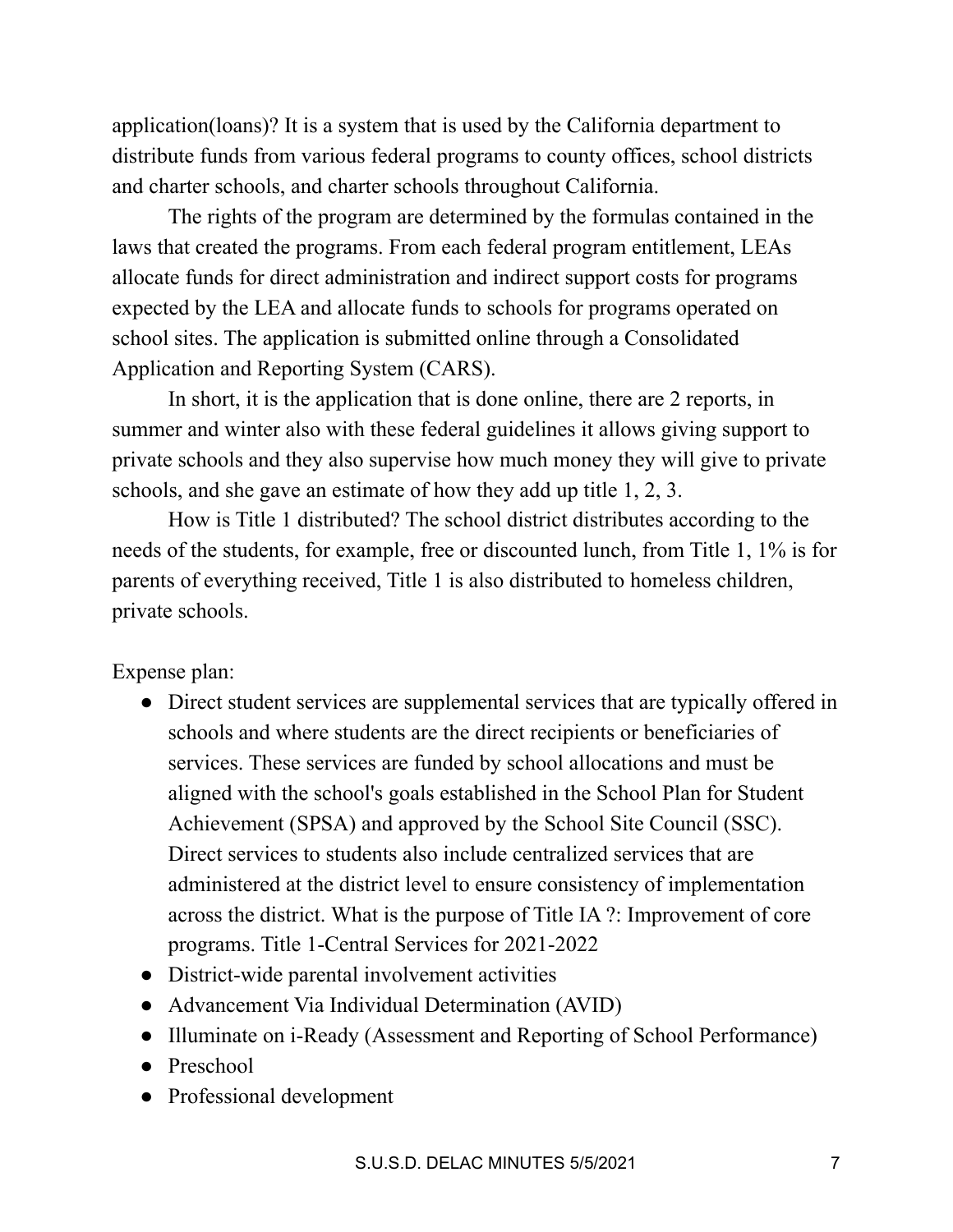application(loans)? It is a system that is used by the California department to distribute funds from various federal programs to county offices, school districts and charter schools, and charter schools throughout California.

The rights of the program are determined by the formulas contained in the laws that created the programs. From each federal program entitlement, LEAs allocate funds for direct administration and indirect support costs for programs expected by the LEA and allocate funds to schools for programs operated on school sites. The application is submitted online through a Consolidated Application and Reporting System (CARS).

In short, it is the application that is done online, there are 2 reports, in summer and winter also with these federal guidelines it allows giving support to private schools and they also supervise how much money they will give to private schools, and she gave an estimate of how they add up title 1, 2, 3.

How is Title 1 distributed? The school district distributes according to the needs of the students, for example, free or discounted lunch, from Title 1, 1% is for parents of everything received, Title 1 is also distributed to homeless children, private schools.

Expense plan:

- Direct student services are supplemental services that are typically offered in schools and where students are the direct recipients or beneficiaries of services. These services are funded by school allocations and must be aligned with the school's goals established in the School Plan for Student Achievement (SPSA) and approved by the School Site Council (SSC). Direct services to students also include centralized services that are administered at the district level to ensure consistency of implementation across the district. What is the purpose of Title IA ?: Improvement of core programs. Title 1-Central Services for 2021-2022
- District-wide parental involvement activities
- Advancement Via Individual Determination (AVID)
- Illuminate on i-Ready (Assessment and Reporting of School Performance)
- Preschool
- Professional development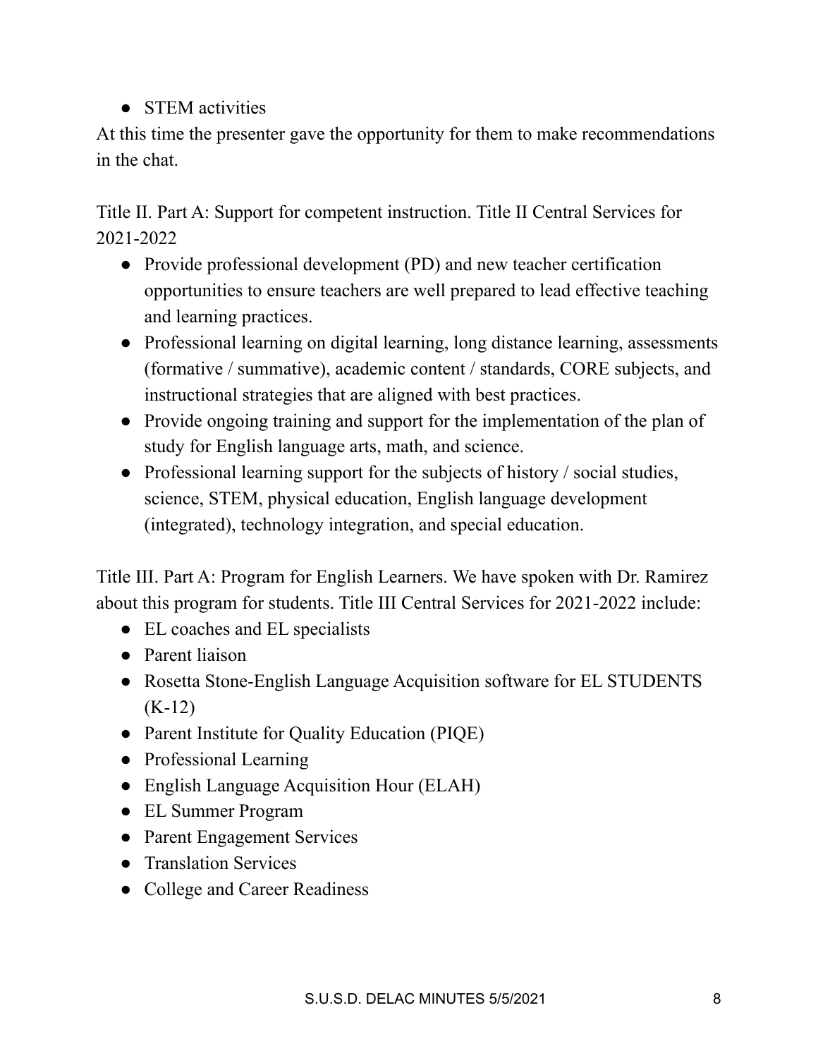- STEM activities

At this time the presenter gave the opportunity for them to make recommendations in the chat.

Title II. Part A: Support for competent instruction. Title II Central Services for 2021-2022

- Provide professional development (PD) and new teacher certification opportunities to ensure teachers are well prepared to lead effective teaching and learning practices.
- Professional learning on digital learning, long distance learning, assessments (formative / summative), academic content / standards, CORE subjects, and instructional strategies that are aligned with best practices.
- Provide ongoing training and support for the implementation of the plan of study for English language arts, math, and science.
- Professional learning support for the subjects of history / social studies, science, STEM, physical education, English language development (integrated), technology integration, and special education.

Title III. Part A: Program for English Learners. We have spoken with Dr. Ramirez about this program for students. Title III Central Services for 2021-2022 include:

- EL coaches and EL specialists
- Parent liaison
- Rosetta Stone-English Language Acquisition software for EL STUDENTS (K-12)
- Parent Institute for Quality Education (PIQE)
- Professional Learning
- English Language Acquisition Hour (ELAH)
- EL Summer Program
- Parent Engagement Services
- Translation Services
- College and Career Readiness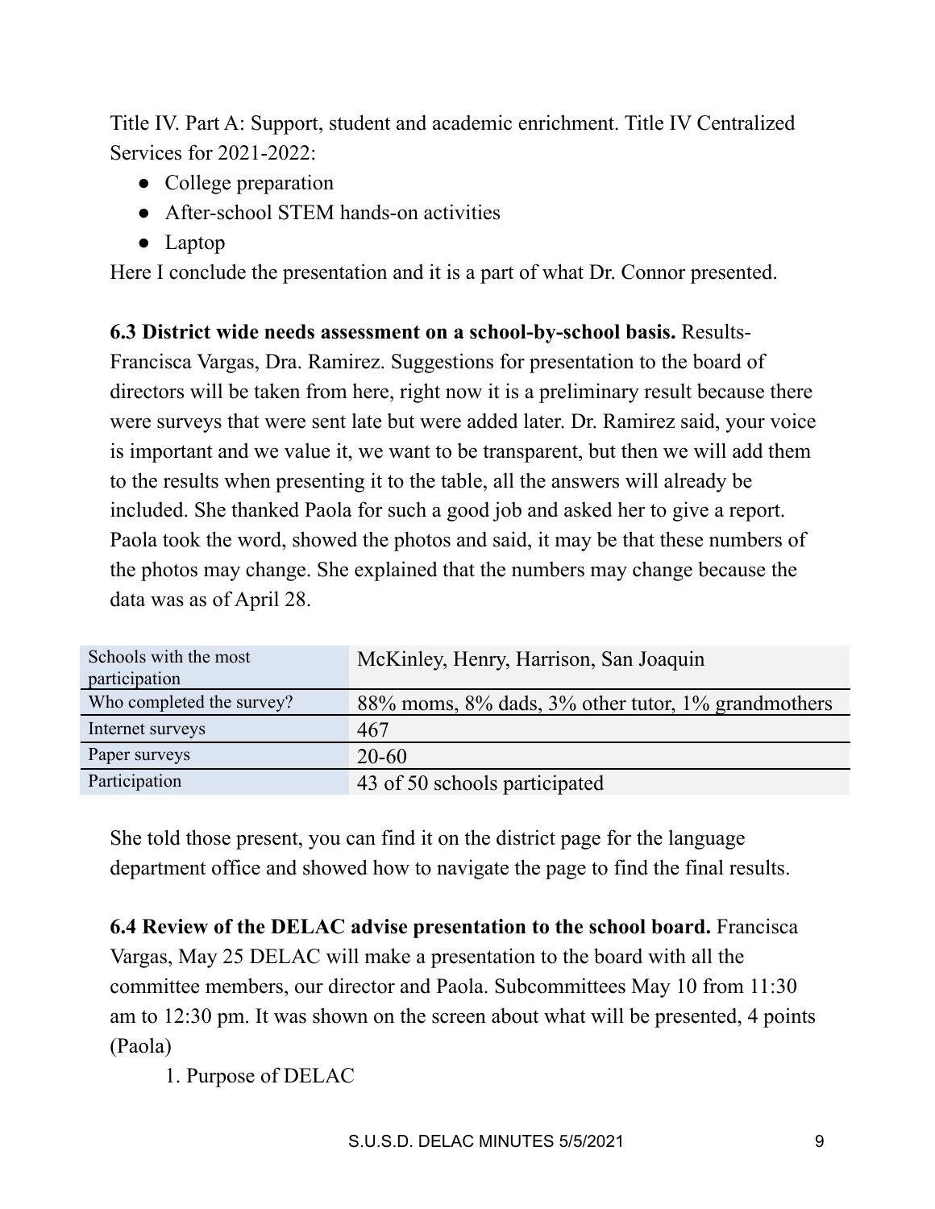Title IV. Part A: Support, student and academic enrichment. Title IV Centralized Services for 2021-2022:

- College preparation
- After-school STEM hands-on activities
- Laptop

Here I conclude the presentation and it is a part of what Dr. Connor presented.

**6.3 District wide needs assessment on a school-by-school basis.** Results- Francisca Vargas, Dra. Ramirez. Suggestions for presentation to the board of directors will be taken from here, right now it is a preliminary result because there were surveys that were sent late but were added later. Dr. Ramirez said, your voice is important and we value it, we want to be transparent, but then we will add them to the results when presenting it to the table, all the answers will already be included. She thanked Paola for such a good job and asked her to give a report. Paola took the word, showed the photos and said, it may be that these numbers of the photos may change. She explained that the numbers may change because the data was as of April 28.

| | |
|---|---|
| Schools with the most participation | McKinley, Henry, Harrison, San Joaquin |
| Who completed the survey? | 88% moms, 8% dads, 3% other tutor, 1% grandmothers |
| Internet surveys | 467 |
| Paper surveys | 20-60 |
| Participation | 43 of 50 schools participated |

She told those present, you can find it on the district page for the language department office and showed how to navigate the page to find the final results.

**6.4 Review of the DELAC advise presentation to the school board.** Francisca Vargas, May 25 DELAC will make a presentation to the board with all the committee members, our director and Paola. Subcommittees May 10 from 11:30 am to 12:30 pm. It was shown on the screen about what will be presented, 4 points (Paola)

1. Purpose of DELAC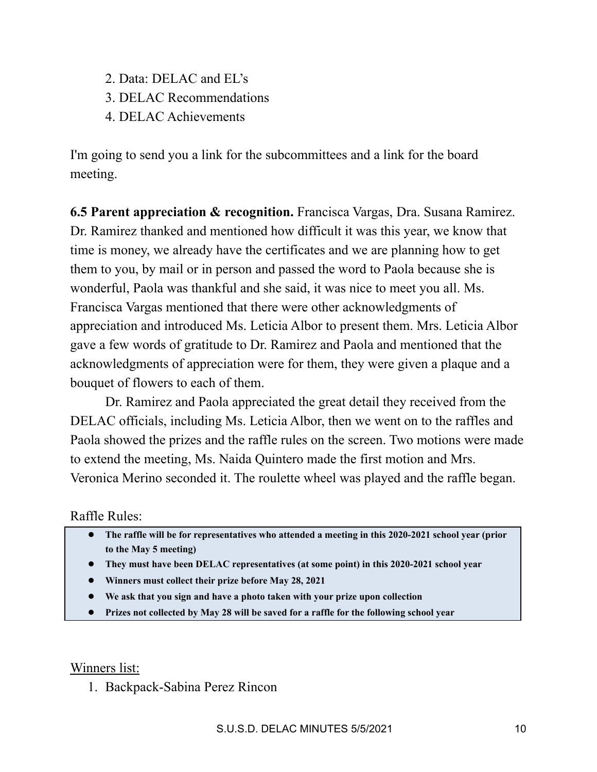2. Data: DELAC and EL's
3. DELAC Recommendations
4. DELAC Achievements

I'm going to send you a link for the subcommittees and a link for the board meeting.

**6.5 Parent appreciation & recognition.** Francisca Vargas, Dra. Susana Ramirez. Dr. Ramirez thanked and mentioned how difficult it was this year, we know that time is money, we already have the certificates and we are planning how to get them to you, by mail or in person and passed the word to Paola because she is wonderful, Paola was thankful and she said, it was nice to meet you all. Ms. Francisca Vargas mentioned that there were other acknowledgments of appreciation and introduced Ms. Leticia Albor to present them. Mrs. Leticia Albor gave a few words of gratitude to Dr. Ramirez and Paola and mentioned that the acknowledgments of appreciation were for them, they were given a plaque and a bouquet of flowers to each of them.

Dr. Ramirez and Paola appreciated the great detail they received from the DELAC officials, including Ms. Leticia Albor, then we went on to the raffles and Paola showed the prizes and the raffle rules on the screen. Two motions were made to extend the meeting, Ms. Naida Quintero made the first motion and Mrs. Veronica Merino seconded it. The roulette wheel was played and the raffle began.

Raffle Rules:

- **The raffle will be for representatives who attended a meeting in this 2020-2021 school year (prior to the May 5 meeting)**
- **They must have been DELAC representatives (at some point) in this 2020-2021 school year**
- **Winners must collect their prize before May 28, 2021**
- **We ask that you sign and have a photo taken with your prize upon collection**
- **Prizes not collected by May 28 will be saved for a raffle for the following school year**

Winners list:

1. Backpack-Sabina Perez Rincon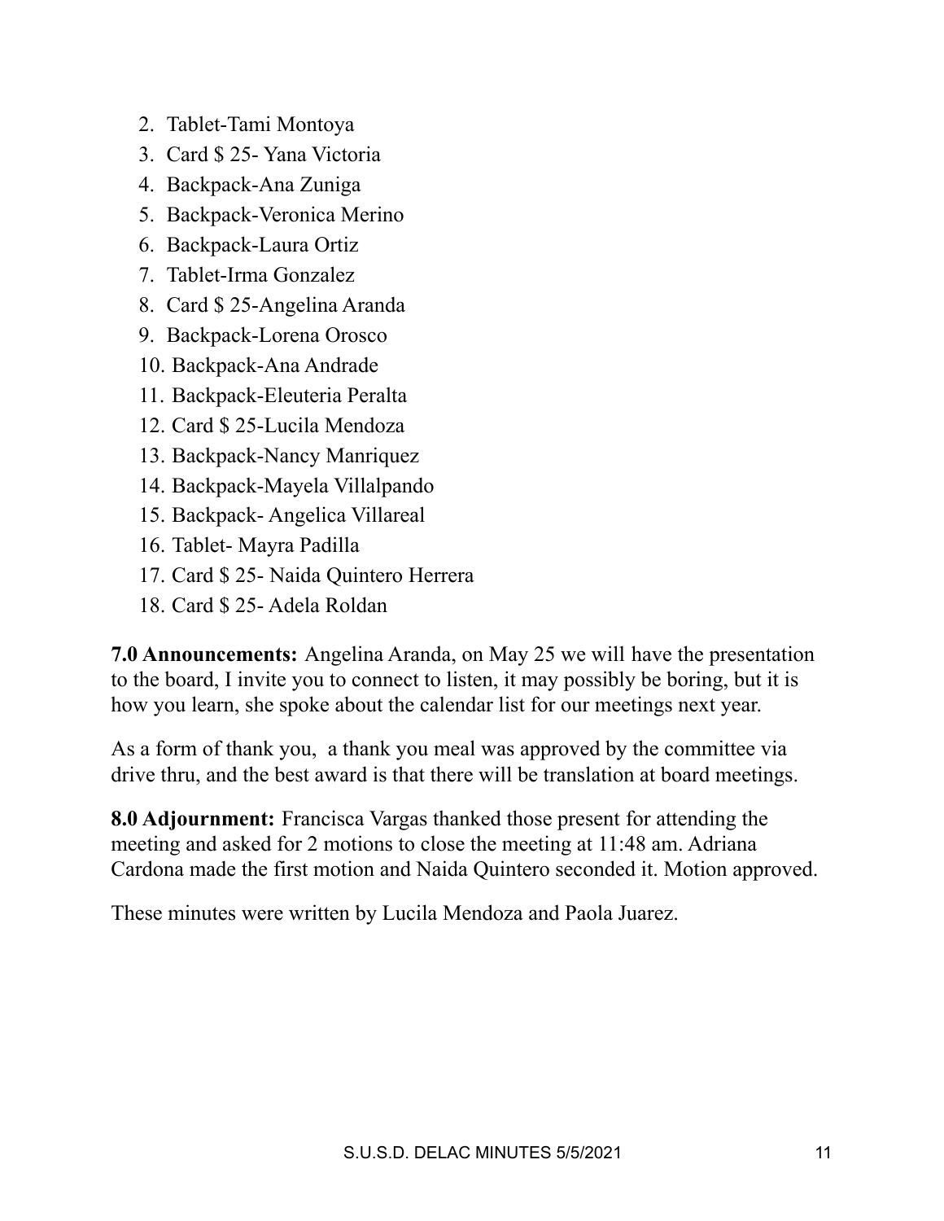2. Tablet-Tami Montoya
3. Card $ 25- Yana Victoria
4. Backpack-Ana Zuniga
5. Backpack-Veronica Merino
6. Backpack-Laura Ortiz
7. Tablet-Irma Gonzalez
8. Card $ 25-Angelina Aranda
9. Backpack-Lorena Orosco
10. Backpack-Ana Andrade
11. Backpack-Eleuteria Peralta
12. Card $ 25-Lucila Mendoza
13. Backpack-Nancy Manriquez
14. Backpack-Mayela Villalpando
15. Backpack- Angelica Villareal
16. Tablet- Mayra Padilla
17. Card $ 25- Naida Quintero Herrera
18. Card $ 25- Adela Roldan

**7.0 Announcements:** Angelina Aranda, on May 25 we will have the presentation to the board, I invite you to connect to listen, it may possibly be boring, but it is how you learn, she spoke about the calendar list for our meetings next year.

As a form of thank you, a thank you meal was approved by the committee via drive thru, and the best award is that there will be translation at board meetings.

**8.0 Adjournment:** Francisca Vargas thanked those present for attending the meeting and asked for 2 motions to close the meeting at 11:48 am. Adriana Cardona made the first motion and Naida Quintero seconded it. Motion approved.

These minutes were written by Lucila Mendoza and Paola Juarez.